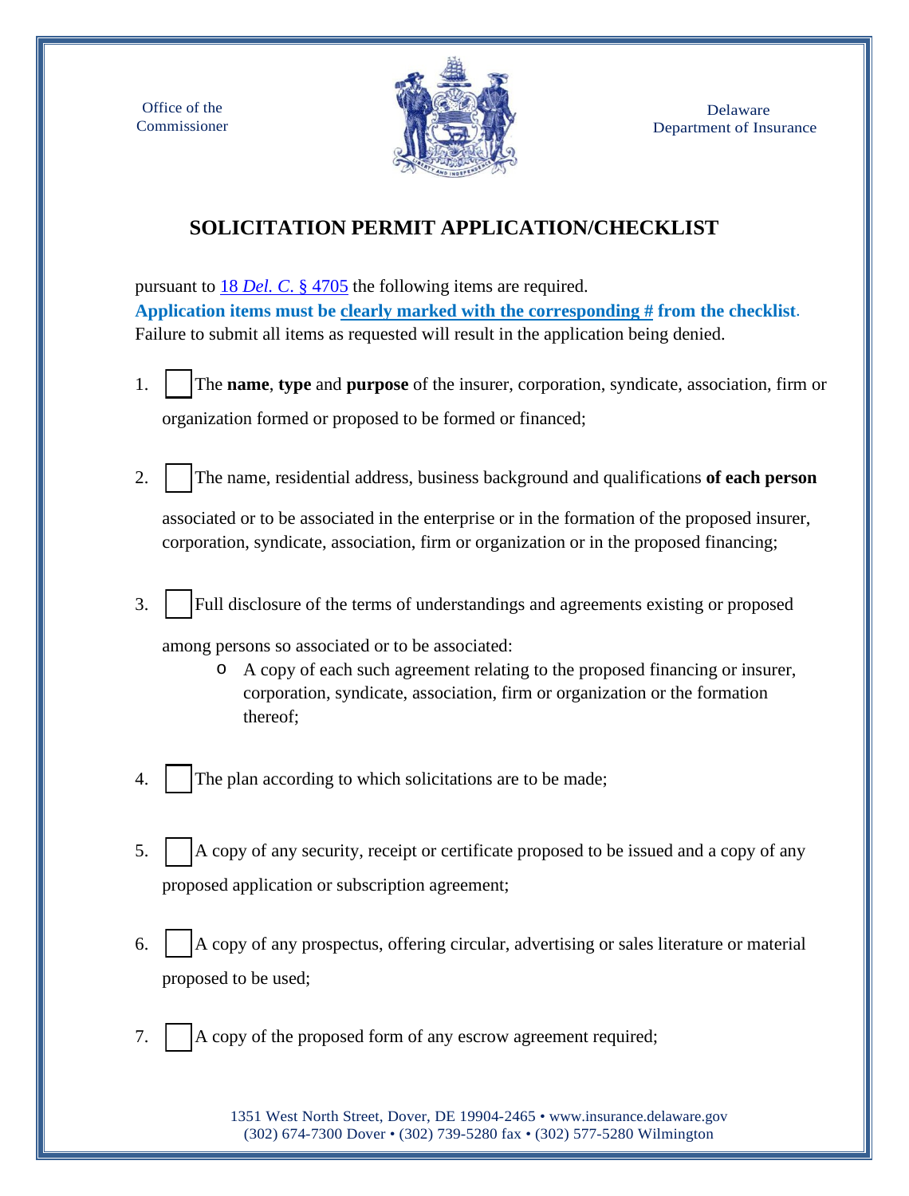Office of the Commissioner

Delaware Department of Insurance

# SOLICITATION PERMIT APPLICATION/CHECKLIST

pursuant to 18 *Del. C.* § 4705 the following items are required.
**Application items must be clearly marked with the corresponding # from the checklist.**
Failure to submit all items as requested will result in the application being denied.

1. ☐ The **name**, **type** and **purpose** of the insurer, corporation, syndicate, association, firm or organization formed or proposed to be formed or financed;

2. ☐ The name, residential address, business background and qualifications **of each person** associated or to be associated in the enterprise or in the formation of the proposed insurer, corporation, syndicate, association, firm or organization or in the proposed financing;

3. ☐ Full disclosure of the terms of understandings and agreements existing or proposed among persons so associated or to be associated:
   - A copy of each such agreement relating to the proposed financing or insurer, corporation, syndicate, association, firm or organization or the formation thereof;

4. ☐ The plan according to which solicitations are to be made;

5. ☐ A copy of any security, receipt or certificate proposed to be issued and a copy of any proposed application or subscription agreement;

6. ☐ A copy of any prospectus, offering circular, advertising or sales literature or material proposed to be used;

7. ☐ A copy of the proposed form of any escrow agreement required;

1351 West North Street, Dover, DE 19904-2465 • www.insurance.delaware.gov
(302) 674-7300 Dover • (302) 739-5280 fax • (302) 577-5280 Wilmington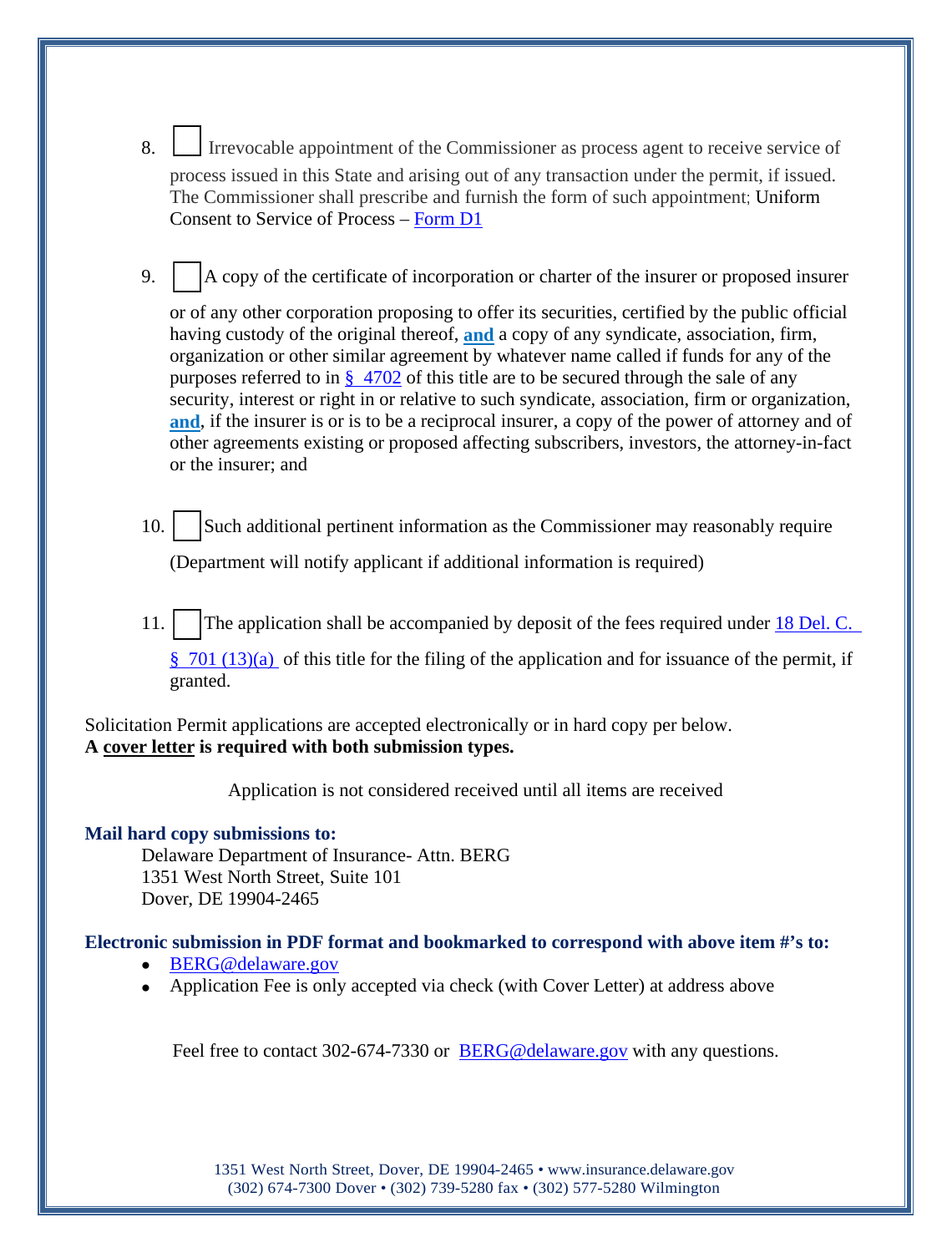8. ☐ Irrevocable appointment of the Commissioner as process agent to receive service of process issued in this State and arising out of any transaction under the permit, if issued. The Commissioner shall prescribe and furnish the form of such appointment; Uniform Consent to Service of Process – Form D1

9. ☐ A copy of the certificate of incorporation or charter of the insurer or proposed insurer or of any other corporation proposing to offer its securities, certified by the public official having custody of the original thereof, **and** a copy of any syndicate, association, firm, organization or other similar agreement by whatever name called if funds for any of the purposes referred to in § 4702 of this title are to be secured through the sale of any security, interest or right in or relative to such syndicate, association, firm or organization, **and**, if the insurer is or is to be a reciprocal insurer, a copy of the power of attorney and of other agreements existing or proposed affecting subscribers, investors, the attorney-in-fact or the insurer; and

10. ☐ Such additional pertinent information as the Commissioner may reasonably require (Department will notify applicant if additional information is required)

11. ☐ The application shall be accompanied by deposit of the fees required under 18 Del. C. § 701 (13)(a) of this title for the filing of the application and for issuance of the permit, if granted.

Solicitation Permit applications are accepted electronically or in hard copy per below.
**A cover letter is required with both submission types.**

Application is not considered received until all items are received

**Mail hard copy submissions to:**

Delaware Department of Insurance- Attn. BERG
1351 West North Street, Suite 101
Dover, DE 19904-2465

**Electronic submission in PDF format and bookmarked to correspond with above item #'s to:**

- BERG@delaware.gov
- Application Fee is only accepted via check (with Cover Letter) at address above

Feel free to contact 302-674-7330 or BERG@delaware.gov with any questions.